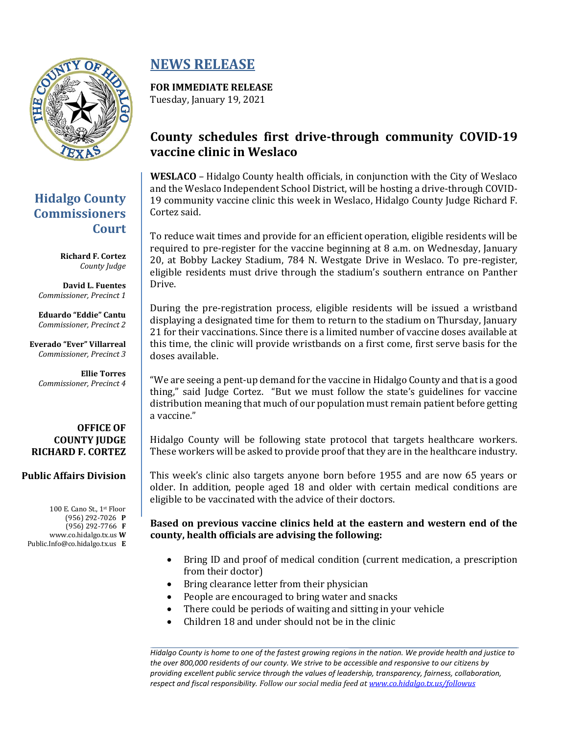# NEWS RELEASE

**FOR IMMEDIATE RELEASE**
Tuesday, January 19, 2021

## County schedules first drive-through community COVID-19 vaccine clinic in Weslaco

**Hidalgo County Commissioners Court**

**Richard F. Cortez**
*County Judge*

**David L. Fuentes**
*Commissioner, Precinct 1*

**Eduardo "Eddie" Cantu**
*Commissioner, Precinct 2*

**Everado "Ever" Villarreal**
*Commissioner, Precinct 3*

**Ellie Torres**
*Commissioner, Precinct 4*

**OFFICE OF COUNTY JUDGE RICHARD F. CORTEZ**

**Public Affairs Division**

100 E. Cano St., 1st Floor
(956) 292-7026 **P**
(956) 292-7766 **F**
www.co.hidalgo.tx.us **W**
Public.Info@co.hidalgo.tx.us **E**

**WESLACO** – Hidalgo County health officials, in conjunction with the City of Weslaco and the Weslaco Independent School District, will be hosting a drive-through COVID-19 community vaccine clinic this week in Weslaco, Hidalgo County Judge Richard F. Cortez said.

To reduce wait times and provide for an efficient operation, eligible residents will be required to pre-register for the vaccine beginning at 8 a.m. on Wednesday, January 20, at Bobby Lackey Stadium, 784 N. Westgate Drive in Weslaco. To pre-register, eligible residents must drive through the stadium's southern entrance on Panther Drive.

During the pre-registration process, eligible residents will be issued a wristband displaying a designated time for them to return to the stadium on Thursday, January 21 for their vaccinations. Since there is a limited number of vaccine doses available at this time, the clinic will provide wristbands on a first come, first serve basis for the doses available.

"We are seeing a pent-up demand for the vaccine in Hidalgo County and that is a good thing," said Judge Cortez. "But we must follow the state's guidelines for vaccine distribution meaning that much of our population must remain patient before getting a vaccine."

Hidalgo County will be following state protocol that targets healthcare workers. These workers will be asked to provide proof that they are in the healthcare industry.

This week's clinic also targets anyone born before 1955 and are now 65 years or older. In addition, people aged 18 and older with certain medical conditions are eligible to be vaccinated with the advice of their doctors.

**Based on previous vaccine clinics held at the eastern and western end of the county, health officials are advising the following:**

- Bring ID and proof of medical condition (current medication, a prescription from their doctor)
- Bring clearance letter from their physician
- People are encouraged to bring water and snacks
- There could be periods of waiting and sitting in your vehicle
- Children 18 and under should not be in the clinic

*Hidalgo County is home to one of the fastest growing regions in the nation. We provide health and justice to the over 800,000 residents of our county. We strive to be accessible and responsive to our citizens by providing excellent public service through the values of leadership, transparency, fairness, collaboration, respect and fiscal responsibility. Follow our social media feed at www.co.hidalgo.tx.us/followus*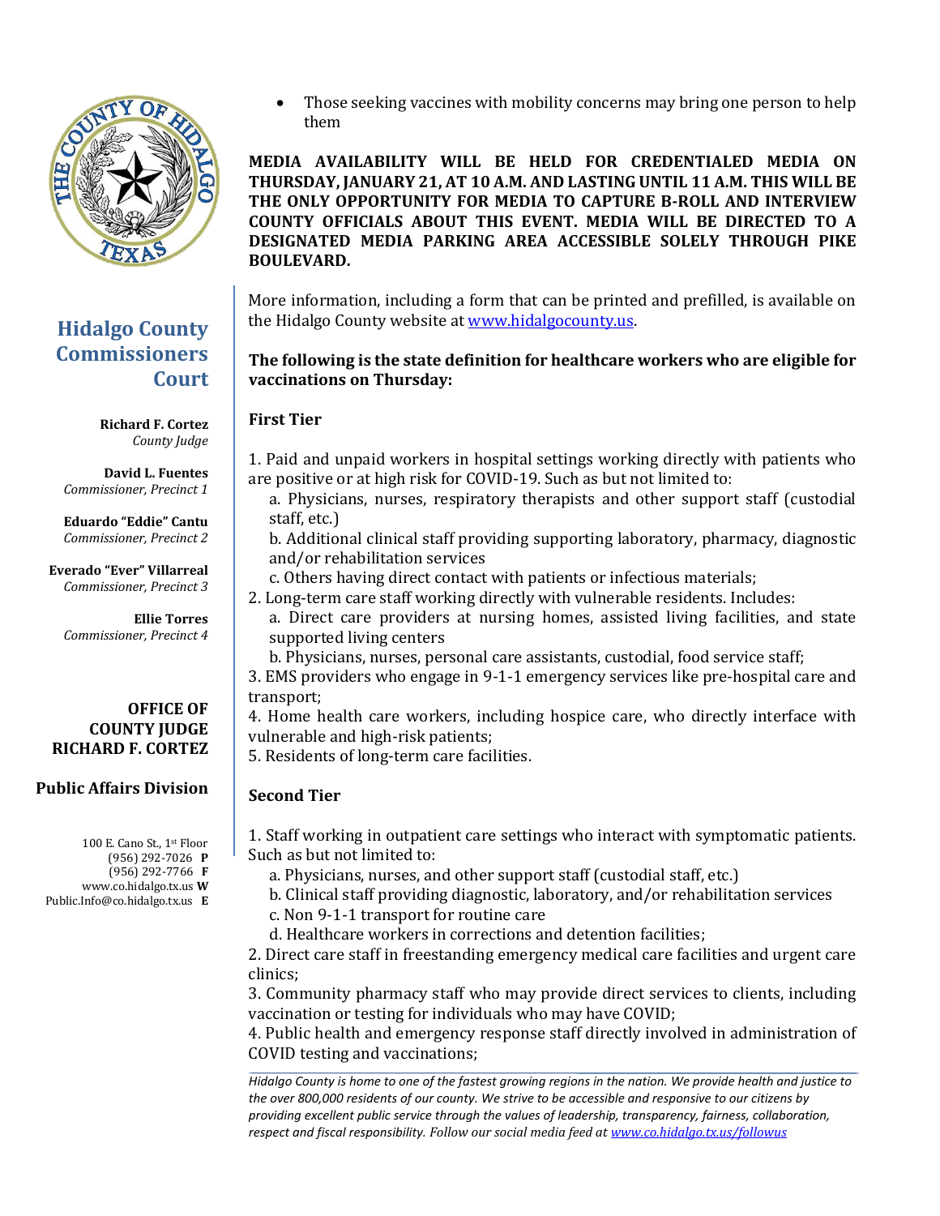**Hidalgo County Commissioners Court**

**Richard F. Cortez**
*County Judge*

**David L. Fuentes**
*Commissioner, Precinct 1*

**Eduardo "Eddie" Cantu**
*Commissioner, Precinct 2*

**Everado "Ever" Villarreal**
*Commissioner, Precinct 3*

**Ellie Torres**
*Commissioner, Precinct 4*

**OFFICE OF COUNTY JUDGE RICHARD F. CORTEZ**

**Public Affairs Division**

100 E. Cano St., 1st Floor
(956) 292-7026 **P**
(956) 292-7766 **F**
www.co.hidalgo.tx.us **W**
Public.Info@co.hidalgo.tx.us **E**

- Those seeking vaccines with mobility concerns may bring one person to help them

**MEDIA AVAILABILITY WILL BE HELD FOR CREDENTIALED MEDIA ON THURSDAY, JANUARY 21, AT 10 A.M. AND LASTING UNTIL 11 A.M. THIS WILL BE THE ONLY OPPORTUNITY FOR MEDIA TO CAPTURE B-ROLL AND INTERVIEW COUNTY OFFICIALS ABOUT THIS EVENT. MEDIA WILL BE DIRECTED TO A DESIGNATED MEDIA PARKING AREA ACCESSIBLE SOLELY THROUGH PIKE BOULEVARD.**

More information, including a form that can be printed and prefilled, is available on the Hidalgo County website at [www.hidalgocounty.us](www.hidalgocounty.us).

**The following is the state definition for healthcare workers who are eligible for vaccinations on Thursday:**

**First Tier**

1. Paid and unpaid workers in hospital settings working directly with patients who are positive or at high risk for COVID-19. Such as but not limited to:
   a. Physicians, nurses, respiratory therapists and other support staff (custodial staff, etc.)
   b. Additional clinical staff providing supporting laboratory, pharmacy, diagnostic and/or rehabilitation services
   c. Others having direct contact with patients or infectious materials;
2. Long-term care staff working directly with vulnerable residents. Includes:
   a. Direct care providers at nursing homes, assisted living facilities, and state supported living centers
   b. Physicians, nurses, personal care assistants, custodial, food service staff;
3. EMS providers who engage in 9-1-1 emergency services like pre-hospital care and transport;
4. Home health care workers, including hospice care, who directly interface with vulnerable and high-risk patients;
5. Residents of long-term care facilities.

**Second Tier**

1. Staff working in outpatient care settings who interact with symptomatic patients. Such as but not limited to:
   a. Physicians, nurses, and other support staff (custodial staff, etc.)
   b. Clinical staff providing diagnostic, laboratory, and/or rehabilitation services
   c. Non 9-1-1 transport for routine care
   d. Healthcare workers in corrections and detention facilities;
2. Direct care staff in freestanding emergency medical care facilities and urgent care clinics;
3. Community pharmacy staff who may provide direct services to clients, including vaccination or testing for individuals who may have COVID;
4. Public health and emergency response staff directly involved in administration of COVID testing and vaccinations;

*Hidalgo County is home to one of the fastest growing regions in the nation. We provide health and justice to the over 800,000 residents of our county. We strive to be accessible and responsive to our citizens by providing excellent public service through the values of leadership, transparency, fairness, collaboration, respect and fiscal responsibility. Follow our social media feed at [www.co.hidalgo.tx.us/followus](www.co.hidalgo.tx.us/followus)*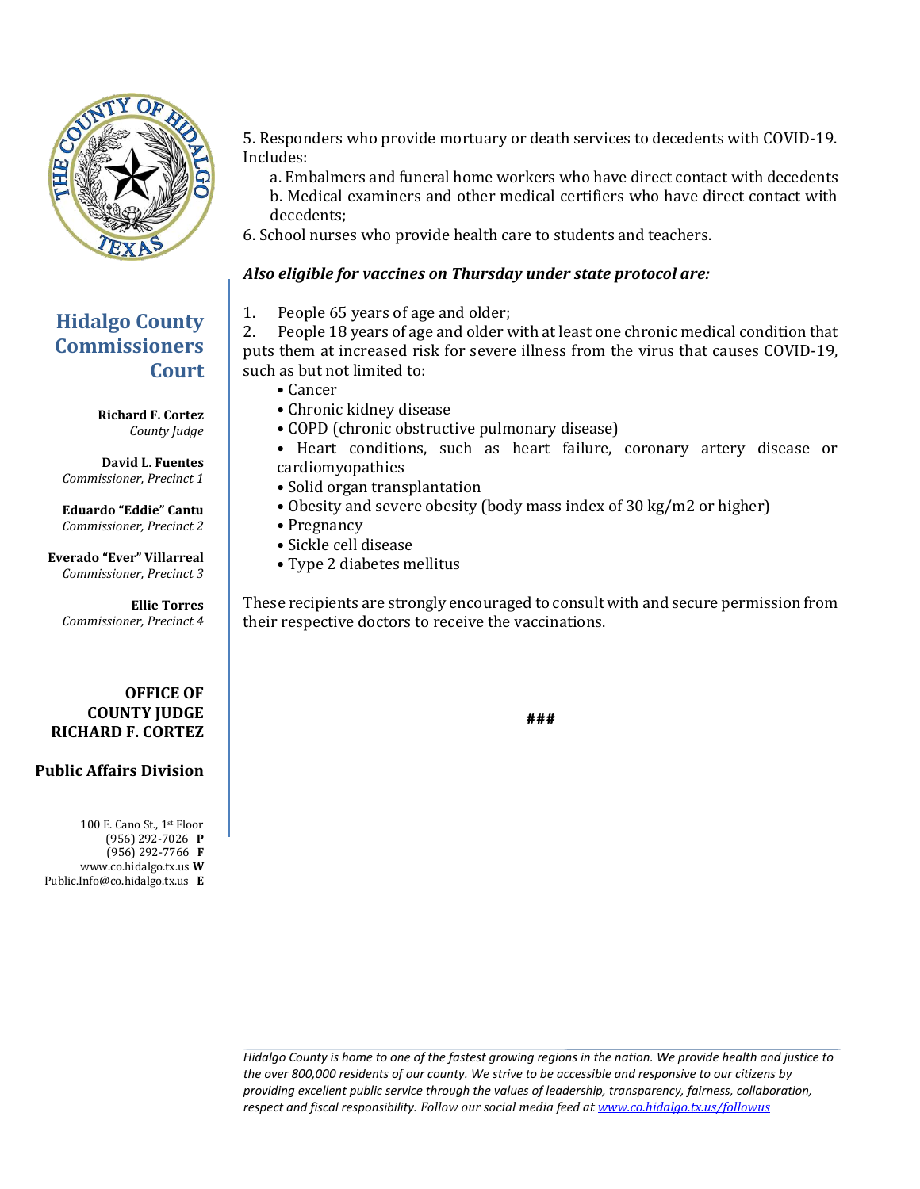**Hidalgo County Commissioners Court**

**Richard F. Cortez**
*County Judge*

**David L. Fuentes**
*Commissioner, Precinct 1*

**Eduardo "Eddie" Cantu**
*Commissioner, Precinct 2*

**Everado "Ever" Villarreal**
*Commissioner, Precinct 3*

**Ellie Torres**
*Commissioner, Precinct 4*

**OFFICE OF COUNTY JUDGE RICHARD F. CORTEZ**

**Public Affairs Division**

100 E. Cano St., 1st Floor
(956) 292-7026 **P**
(956) 292-7766 **F**
www.co.hidalgo.tx.us **W**
Public.Info@co.hidalgo.tx.us **E**

5. Responders who provide mortuary or death services to decedents with COVID-19. Includes:
   a. Embalmers and funeral home workers who have direct contact with decedents
   b. Medical examiners and other medical certifiers who have direct contact with decedents;
6. School nurses who provide health care to students and teachers.

***Also eligible for vaccines on Thursday under state protocol are:***

1. People 65 years of age and older;
2. People 18 years of age and older with at least one chronic medical condition that puts them at increased risk for severe illness from the virus that causes COVID-19, such as but not limited to:
   - Cancer
   - Chronic kidney disease
   - COPD (chronic obstructive pulmonary disease)
   - Heart conditions, such as heart failure, coronary artery disease or cardiomyopathies
   - Solid organ transplantation
   - Obesity and severe obesity (body mass index of 30 kg/m2 or higher)
   - Pregnancy
   - Sickle cell disease
   - Type 2 diabetes mellitus

These recipients are strongly encouraged to consult with and secure permission from their respective doctors to receive the vaccinations.

###

*Hidalgo County is home to one of the fastest growing regions in the nation. We provide health and justice to the over 800,000 residents of our county. We strive to be accessible and responsive to our citizens by providing excellent public service through the values of leadership, transparency, fairness, collaboration, respect and fiscal responsibility. Follow our social media feed at www.co.hidalgo.tx.us/followus*